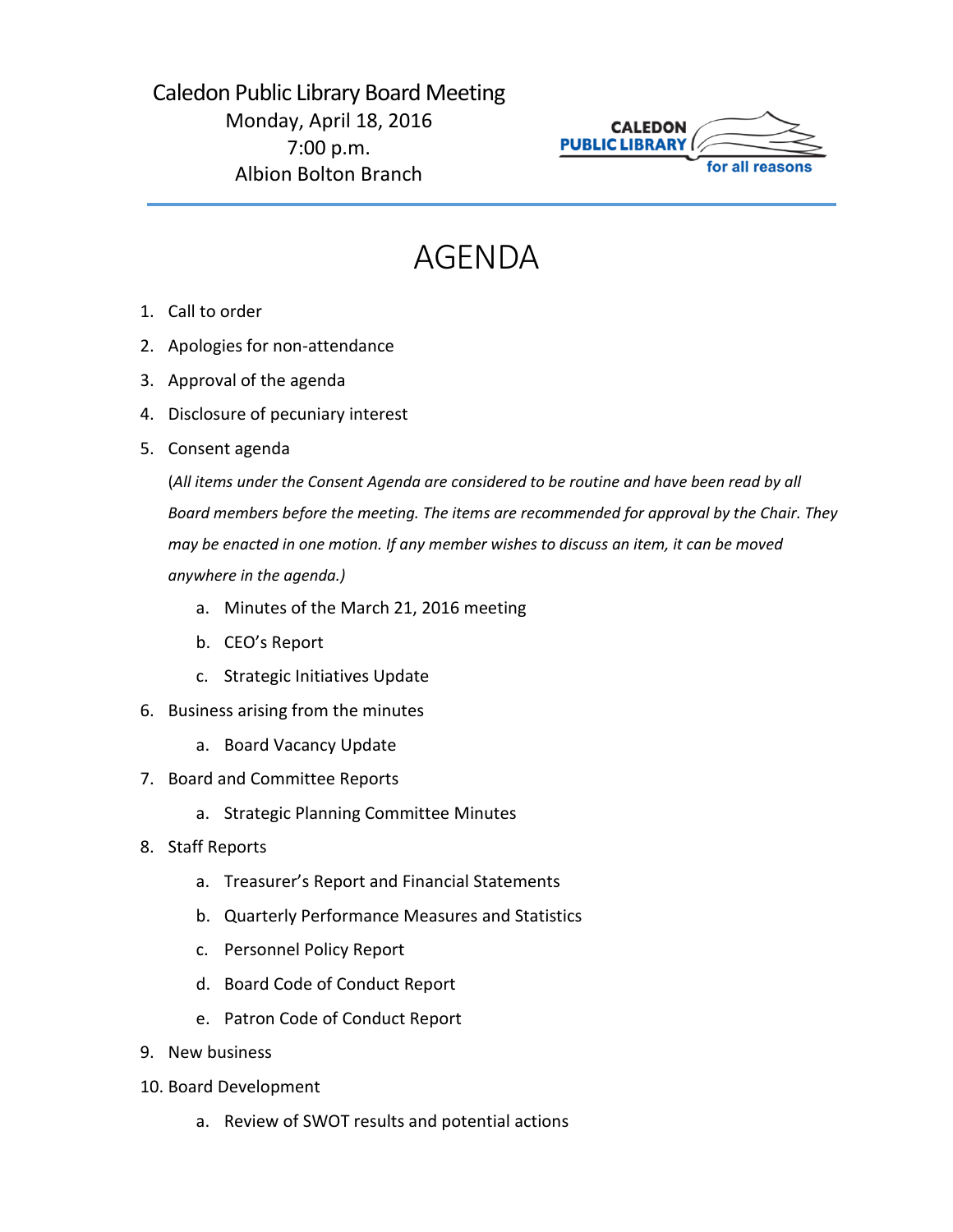Caledon Public Library Board Meeting
Monday, April 18, 2016
7:00 p.m.
Albion Bolton Branch

CALEDON PUBLIC LIBRARY
for all reasons

# AGENDA

1. Call to order
2. Apologies for non-attendance
3. Approval of the agenda
4. Disclosure of pecuniary interest
5. Consent agenda

   (*All items under the Consent Agenda are considered to be routine and have been read by all Board members before the meeting. The items are recommended for approval by the Chair. They may be enacted in one motion. If any member wishes to discuss an item, it can be moved anywhere in the agenda.)*

   a. Minutes of the March 21, 2016 meeting
   b. CEO's Report
   c. Strategic Initiatives Update
6. Business arising from the minutes
   a. Board Vacancy Update
7. Board and Committee Reports
   a. Strategic Planning Committee Minutes
8. Staff Reports
   a. Treasurer's Report and Financial Statements
   b. Quarterly Performance Measures and Statistics
   c. Personnel Policy Report
   d. Board Code of Conduct Report
   e. Patron Code of Conduct Report
9. New business
10. Board Development
    a. Review of SWOT results and potential actions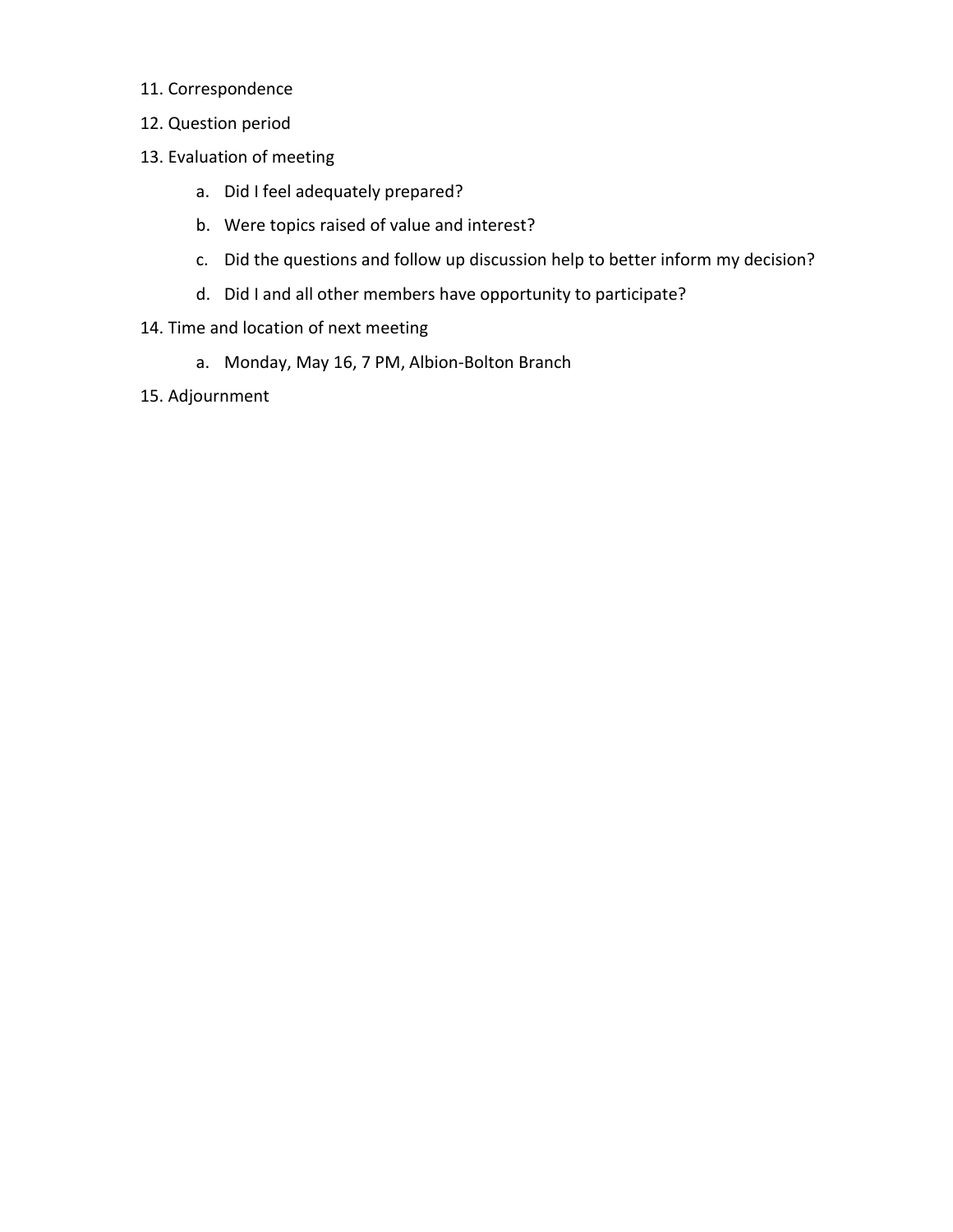11. Correspondence
12. Question period
13. Evaluation of meeting
    a. Did I feel adequately prepared?
    b. Were topics raised of value and interest?
    c. Did the questions and follow up discussion help to better inform my decision?
    d. Did I and all other members have opportunity to participate?
14. Time and location of next meeting
    a. Monday, May 16, 7 PM, Albion-Bolton Branch
15. Adjournment